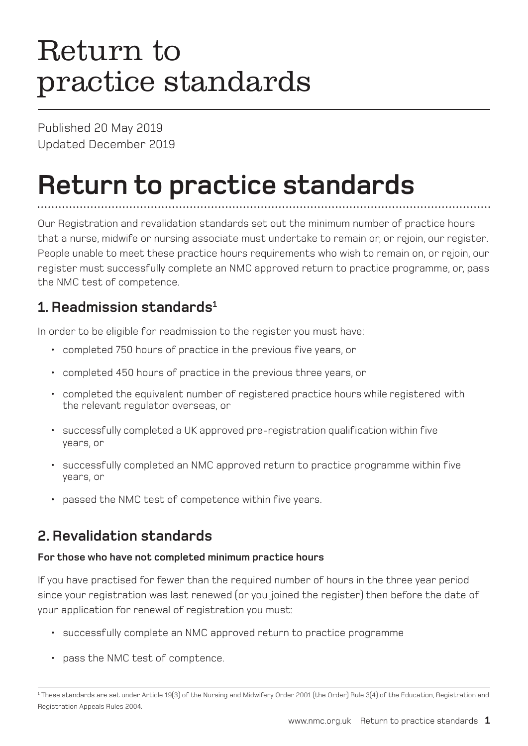# Return to practice standards

Published 20 May 2019
Updated December 2019

# Return to practice standards

Our Registration and revalidation standards set out the minimum number of practice hours that a nurse, midwife or nursing associate must undertake to remain or, or rejoin, our register. People unable to meet these practice hours requirements who wish to remain on, or rejoin, our register must successfully complete an NMC approved return to practice programme, or, pass the NMC test of competence.

## 1. Readmission standards[1]

In order to be eligible for readmission to the register you must have:

- completed 750 hours of practice in the previous five years, or
- completed 450 hours of practice in the previous three years, or
- completed the equivalent number of registered practice hours while registered with the relevant regulator overseas, or
- successfully completed a UK approved pre-registration qualification within five years, or
- successfully completed an NMC approved return to practice programme within five years, or
- passed the NMC test of competence within five years.

## 2. Revalidation standards

**For those who have not completed minimum practice hours**

If you have practised for fewer than the required number of hours in the three year period since your registration was last renewed (or you joined the register) then before the date of your application for renewal of registration you must:

- successfully complete an NMC approved return to practice programme
- pass the NMC test of comptence.

[1] These standards are set under Article 19(3) of the Nursing and Midwifery Order 2001 (the Order) Rule 3(4) of the Education, Registration and Registration Appeals Rules 2004.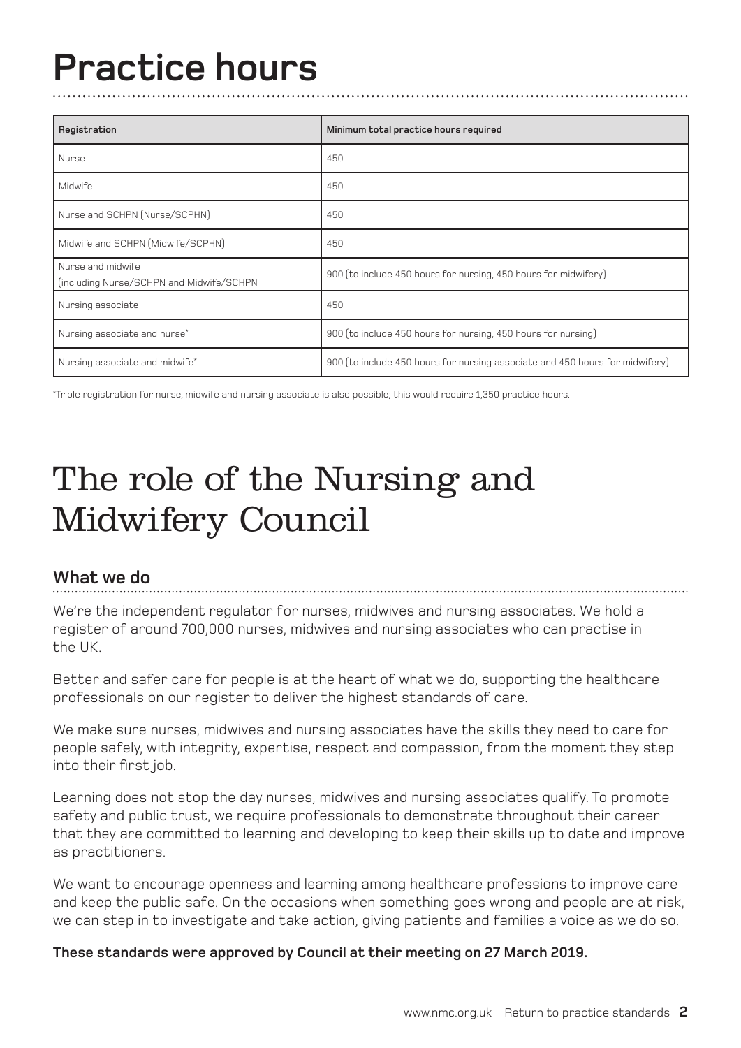# Practice hours

| Registration | Minimum total practice hours required |
| --- | --- |
| Nurse | 450 |
| Midwife | 450 |
| Nurse and SCHPN (Nurse/SCPHN) | 450 |
| Midwife and SCHPN (Midwife/SCPHN) | 450 |
| Nurse and midwife (including Nurse/SCHPN and Midwife/SCHPN | 900 (to include 450 hours for nursing, 450 hours for midwifery) |
| Nursing associate | 450 |
| Nursing associate and nurse* | 900 (to include 450 hours for nursing, 450 hours for nursing) |
| Nursing associate and midwife* | 900 (to include 450 hours for nursing associate and 450 hours for midwifery) |

*Triple registration for nurse, midwife and nursing associate is also possible; this would require 1,350 practice hours.

# The role of the Nursing and Midwifery Council

## What we do

We're the independent regulator for nurses, midwives and nursing associates. We hold a register of around 700,000 nurses, midwives and nursing associates who can practise in the UK.

Better and safer care for people is at the heart of what we do, supporting the healthcare professionals on our register to deliver the highest standards of care.

We make sure nurses, midwives and nursing associates have the skills they need to care for people safely, with integrity, expertise, respect and compassion, from the moment they step into their first job.

Learning does not stop the day nurses, midwives and nursing associates qualify. To promote safety and public trust, we require professionals to demonstrate throughout their career that they are committed to learning and developing to keep their skills up to date and improve as practitioners.

We want to encourage openness and learning among healthcare professions to improve care and keep the public safe. On the occasions when something goes wrong and people are at risk, we can step in to investigate and take action, giving patients and families a voice as we do so.

**These standards were approved by Council at their meeting on 27 March 2019.**